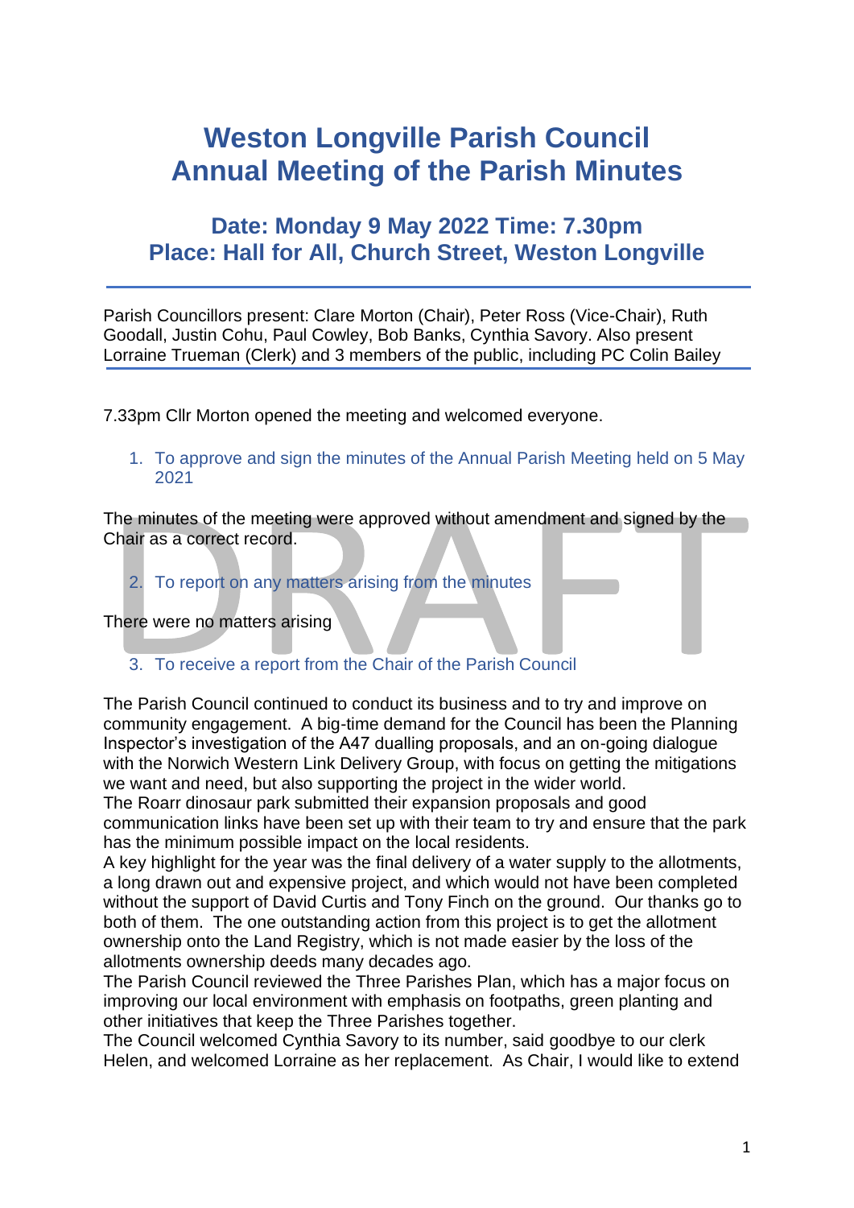# Weston Longville Parish Council
# Annual Meeting of the Parish Minutes

## Date: Monday 9 May 2022 Time: 7.30pm
## Place: Hall for All, Church Street, Weston Longville

---

Parish Councillors present: Clare Morton (Chair), Peter Ross (Vice-Chair), Ruth Goodall, Justin Cohu, Paul Cowley, Bob Banks, Cynthia Savory. Also present Lorraine Trueman (Clerk) and 3 members of the public, including PC Colin Bailey

---

7.33pm Cllr Morton opened the meeting and welcomed everyone.

1. To approve and sign the minutes of the Annual Parish Meeting held on 5 May 2021

The minutes of the meeting were approved without amendment and signed by the Chair as a correct record.

2. To report on any matters arising from the minutes

There were no matters arising

3. To receive a report from the Chair of the Parish Council

The Parish Council continued to conduct its business and to try and improve on community engagement. A big-time demand for the Council has been the Planning Inspector's investigation of the A47 dualling proposals, and an on-going dialogue with the Norwich Western Link Delivery Group, with focus on getting the mitigations we want and need, but also supporting the project in the wider world.
The Roarr dinosaur park submitted their expansion proposals and good communication links have been set up with their team to try and ensure that the park has the minimum possible impact on the local residents.
A key highlight for the year was the final delivery of a water supply to the allotments, a long drawn out and expensive project, and which would not have been completed without the support of David Curtis and Tony Finch on the ground. Our thanks go to both of them. The one outstanding action from this project is to get the allotment ownership onto the Land Registry, which is not made easier by the loss of the allotments ownership deeds many decades ago.
The Parish Council reviewed the Three Parishes Plan, which has a major focus on improving our local environment with emphasis on footpaths, green planting and other initiatives that keep the Three Parishes together.
The Council welcomed Cynthia Savory to its number, said goodbye to our clerk Helen, and welcomed Lorraine as her replacement. As Chair, I would like to extend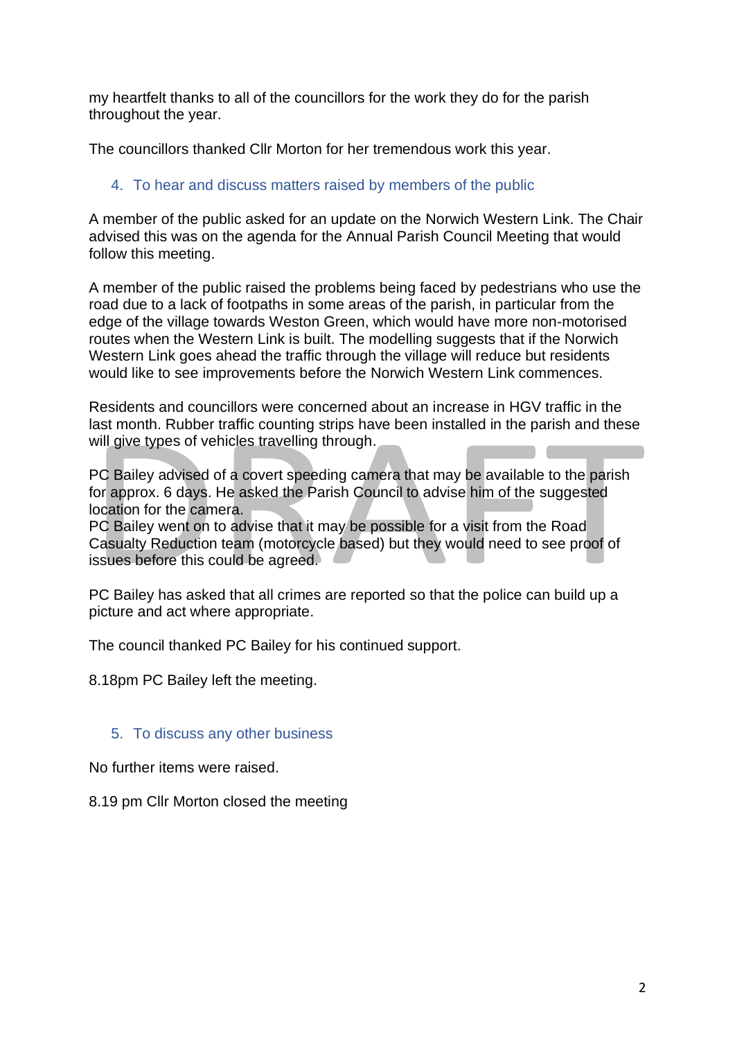my heartfelt thanks to all of the councillors for the work they do for the parish throughout the year.

The councillors thanked Cllr Morton for her tremendous work this year.

## 4. To hear and discuss matters raised by members of the public

A member of the public asked for an update on the Norwich Western Link. The Chair advised this was on the agenda for the Annual Parish Council Meeting that would follow this meeting.

A member of the public raised the problems being faced by pedestrians who use the road due to a lack of footpaths in some areas of the parish, in particular from the edge of the village towards Weston Green, which would have more non-motorised routes when the Western Link is built. The modelling suggests that if the Norwich Western Link goes ahead the traffic through the village will reduce but residents would like to see improvements before the Norwich Western Link commences.

Residents and councillors were concerned about an increase in HGV traffic in the last month. Rubber traffic counting strips have been installed in the parish and these will give types of vehicles travelling through.

PC Bailey advised of a covert speeding camera that may be available to the parish for approx. 6 days. He asked the Parish Council to advise him of the suggested location for the camera.
PC Bailey went on to advise that it may be possible for a visit from the Road Casualty Reduction team (motorcycle based) but they would need to see proof of issues before this could be agreed.

PC Bailey has asked that all crimes are reported so that the police can build up a picture and act where appropriate.

The council thanked PC Bailey for his continued support.

8.18pm PC Bailey left the meeting.

## 5. To discuss any other business

No further items were raised.

8.19 pm Cllr Morton closed the meeting